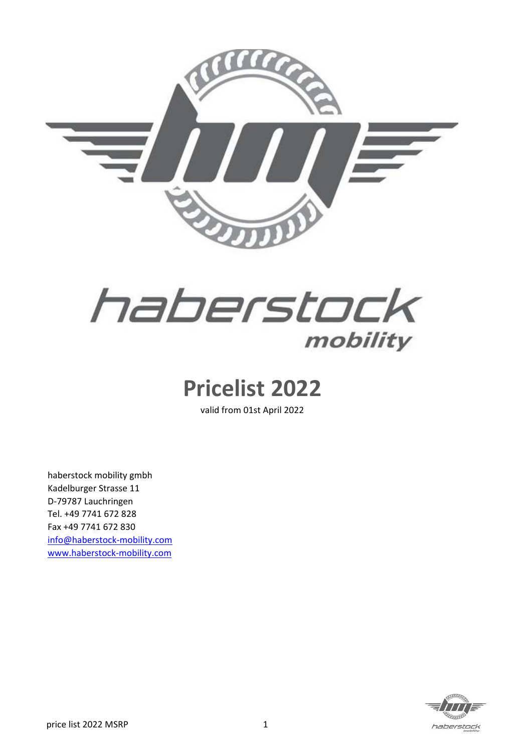# Pricelist 2022

valid from 01st April 2022

haberstock mobility gmbh
Kadelburger Strasse 11
D-79787 Lauchringen
Tel. +49 7741 672 828
Fax +49 7741 672 830
info@haberstock-mobility.com
www.haberstock-mobility.com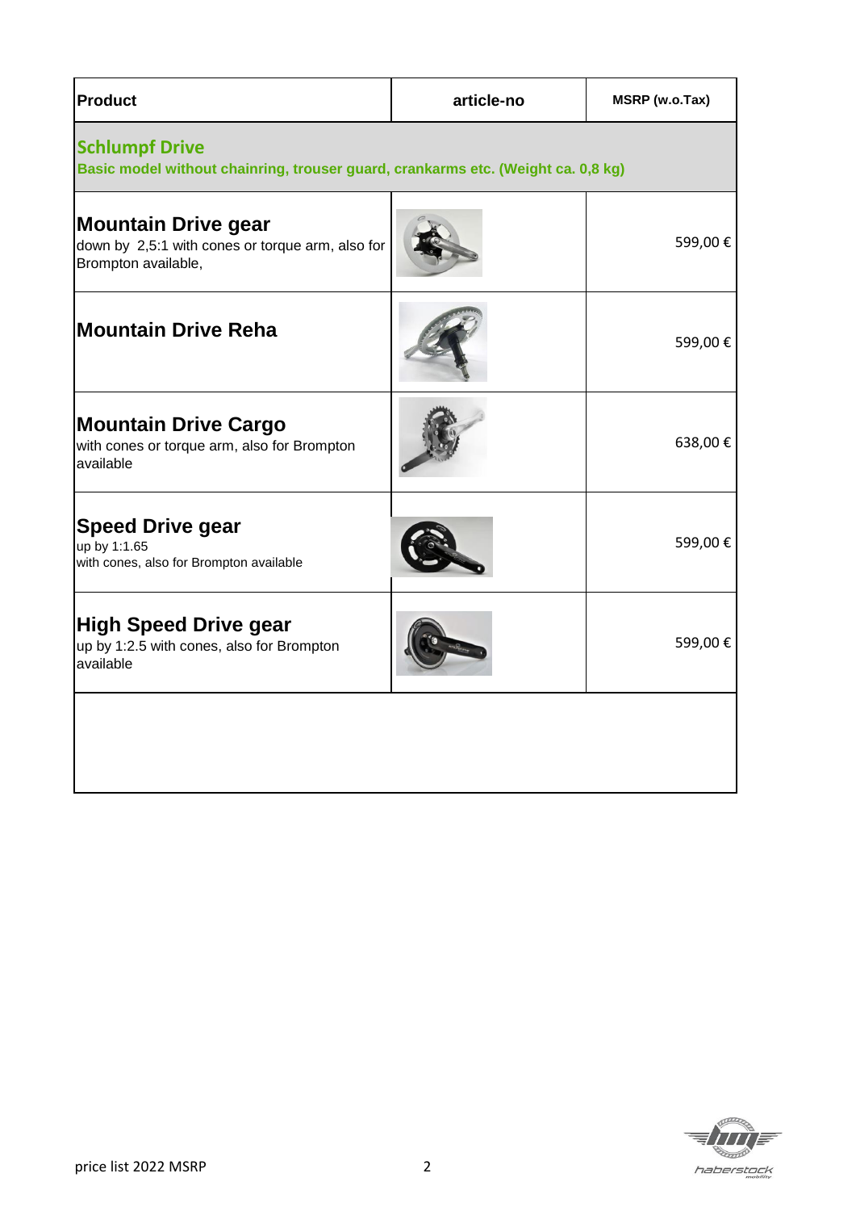| Product | article-no | MSRP (w.o.Tax) |
|---|---|---|
| **Schlumpf Drive** Basic model without chainring, trouser guard, crankarms etc. (Weight ca. 0,8 kg) | | |
| **Mountain Drive gear** down by 2,5:1 with cones or torque arm, also for Brompton available, | | 599,00 € |
| **Mountain Drive Reha** | | 599,00 € |
| **Mountain Drive Cargo** with cones or torque arm, also for Brompton available | | 638,00 € |
| **Speed Drive gear** up by 1:1.65 with cones, also for Brompton available | | 599,00 € |
| **High Speed Drive gear** up by 1:2.5 with cones, also for Brompton available | | 599,00 € |
| | | |

price list 2022 MSRP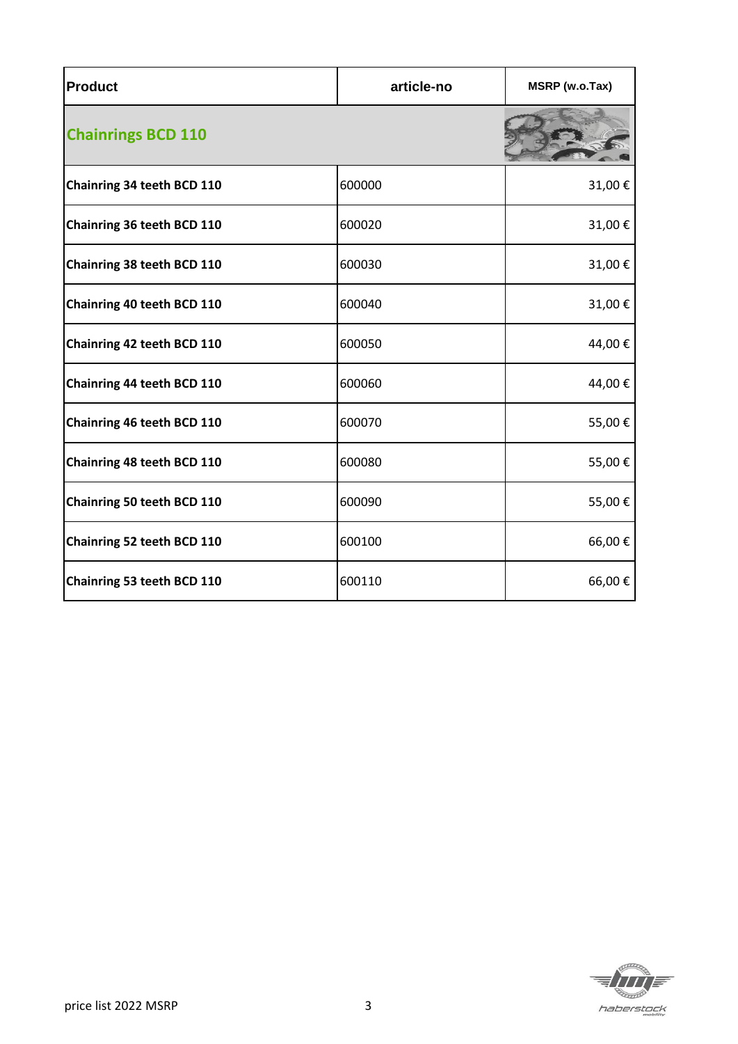| Product | article-no | MSRP (w.o.Tax) |
|---|---|---|
| **Chainrings BCD 110** | | |
| **Chainring 34 teeth BCD 110** | 600000 | 31,00 € |
| **Chainring 36 teeth BCD 110** | 600020 | 31,00 € |
| **Chainring 38 teeth BCD 110** | 600030 | 31,00 € |
| **Chainring 40 teeth BCD 110** | 600040 | 31,00 € |
| **Chainring 42 teeth BCD 110** | 600050 | 44,00 € |
| **Chainring 44 teeth BCD 110** | 600060 | 44,00 € |
| **Chainring 46 teeth BCD 110** | 600070 | 55,00 € |
| **Chainring 48 teeth BCD 110** | 600080 | 55,00 € |
| **Chainring 50 teeth BCD 110** | 600090 | 55,00 € |
| **Chainring 52 teeth BCD 110** | 600100 | 66,00 € |
| **Chainring 53 teeth BCD 110** | 600110 | 66,00 € |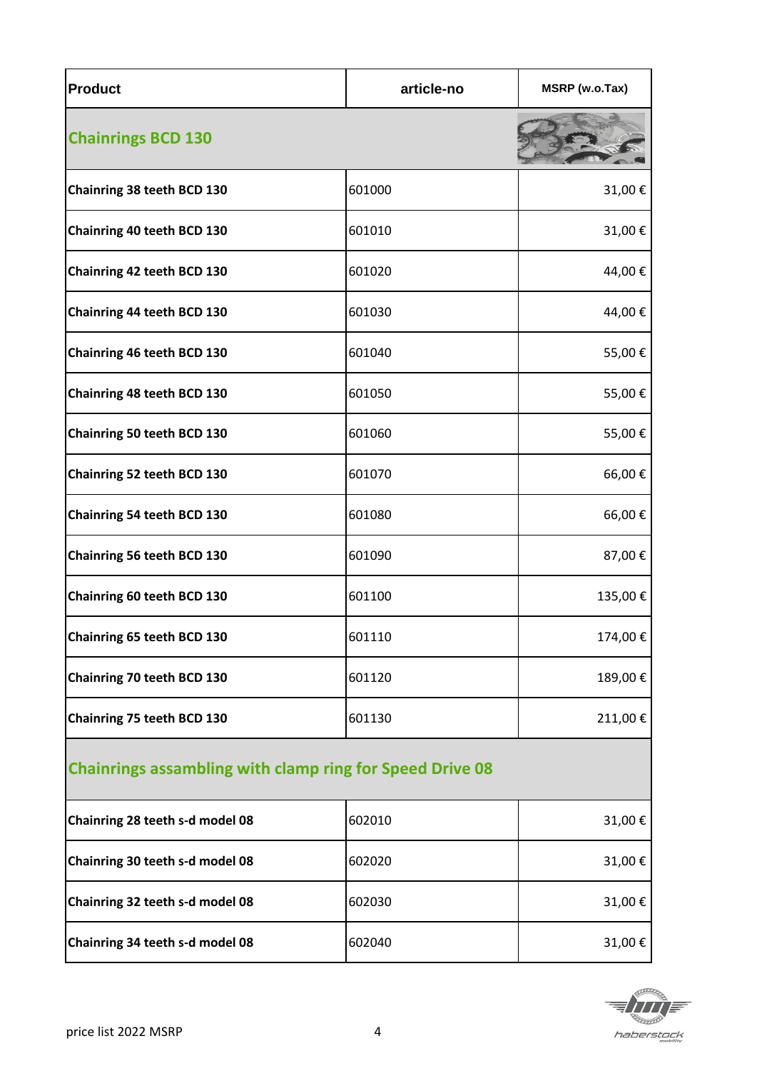| Product | article-no | MSRP (w.o.Tax) |
|---|---|---|
| **Chainrings BCD 130** | | |
| **Chainring 38 teeth BCD 130** | 601000 | 31,00 € |
| **Chainring 40 teeth BCD 130** | 601010 | 31,00 € |
| **Chainring 42 teeth BCD 130** | 601020 | 44,00 € |
| **Chainring 44 teeth BCD 130** | 601030 | 44,00 € |
| **Chainring 46 teeth BCD 130** | 601040 | 55,00 € |
| **Chainring 48 teeth BCD 130** | 601050 | 55,00 € |
| **Chainring 50 teeth BCD 130** | 601060 | 55,00 € |
| **Chainring 52 teeth BCD 130** | 601070 | 66,00 € |
| **Chainring 54 teeth BCD 130** | 601080 | 66,00 € |
| **Chainring 56 teeth BCD 130** | 601090 | 87,00 € |
| **Chainring 60 teeth BCD 130** | 601100 | 135,00 € |
| **Chainring 65 teeth BCD 130** | 601110 | 174,00 € |
| **Chainring 70 teeth BCD 130** | 601120 | 189,00 € |
| **Chainring 75 teeth BCD 130** | 601130 | 211,00 € |
| **Chainrings assambling with clamp ring for Speed Drive 08** | | |
| **Chainring 28 teeth s-d model 08** | 602010 | 31,00 € |
| **Chainring 30 teeth s-d model 08** | 602020 | 31,00 € |
| **Chainring 32 teeth s-d model 08** | 602030 | 31,00 € |
| **Chainring 34 teeth s-d model 08** | 602040 | 31,00 € |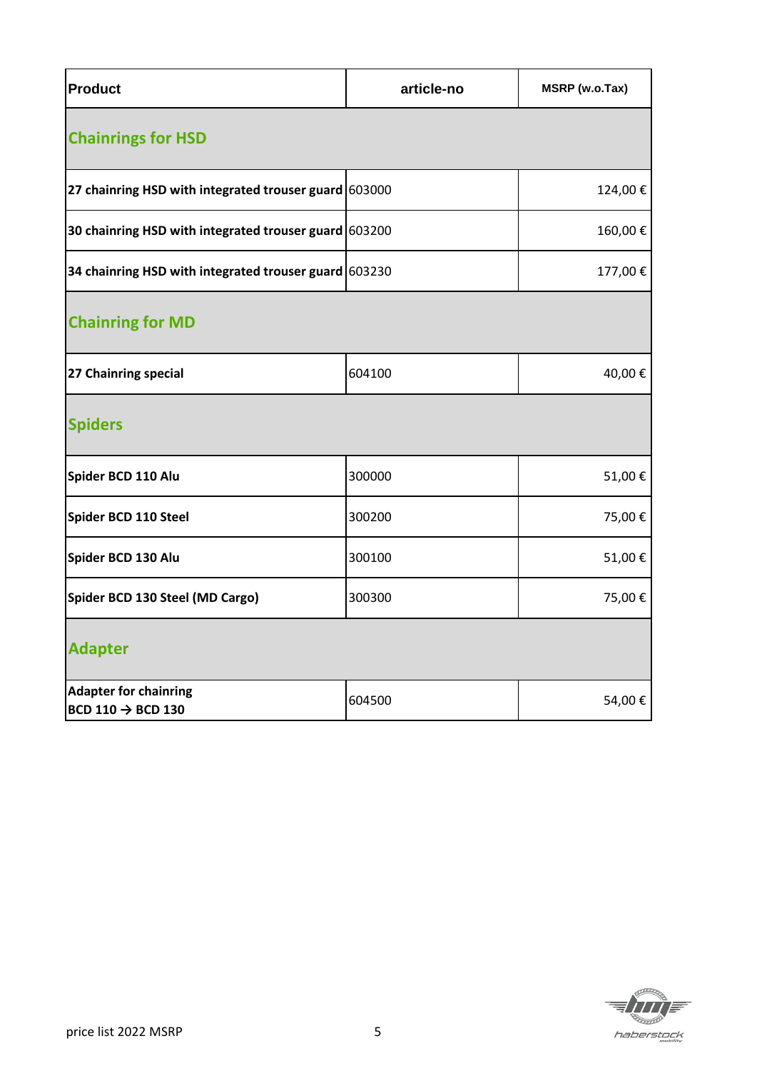| Product | article-no | MSRP (w.o.Tax) |
|---|---|---|
| **Chainrings for HSD** | | |
| **27 chainring HSD with integrated trouser guard** | 603000 | 124,00 € |
| **30 chainring HSD with integrated trouser guard** | 603200 | 160,00 € |
| **34 chainring HSD with integrated trouser guard** | 603230 | 177,00 € |
| **Chainring for MD** | | |
| **27 Chainring special** | 604100 | 40,00 € |
| **Spiders** | | |
| **Spider BCD 110 Alu** | 300000 | 51,00 € |
| **Spider BCD 110 Steel** | 300200 | 75,00 € |
| **Spider BCD 130 Alu** | 300100 | 51,00 € |
| **Spider BCD 130 Steel (MD Cargo)** | 300300 | 75,00 € |
| **Adapter** | | |
| **Adapter for chainring BCD 110 → BCD 130** | 604500 | 54,00 € |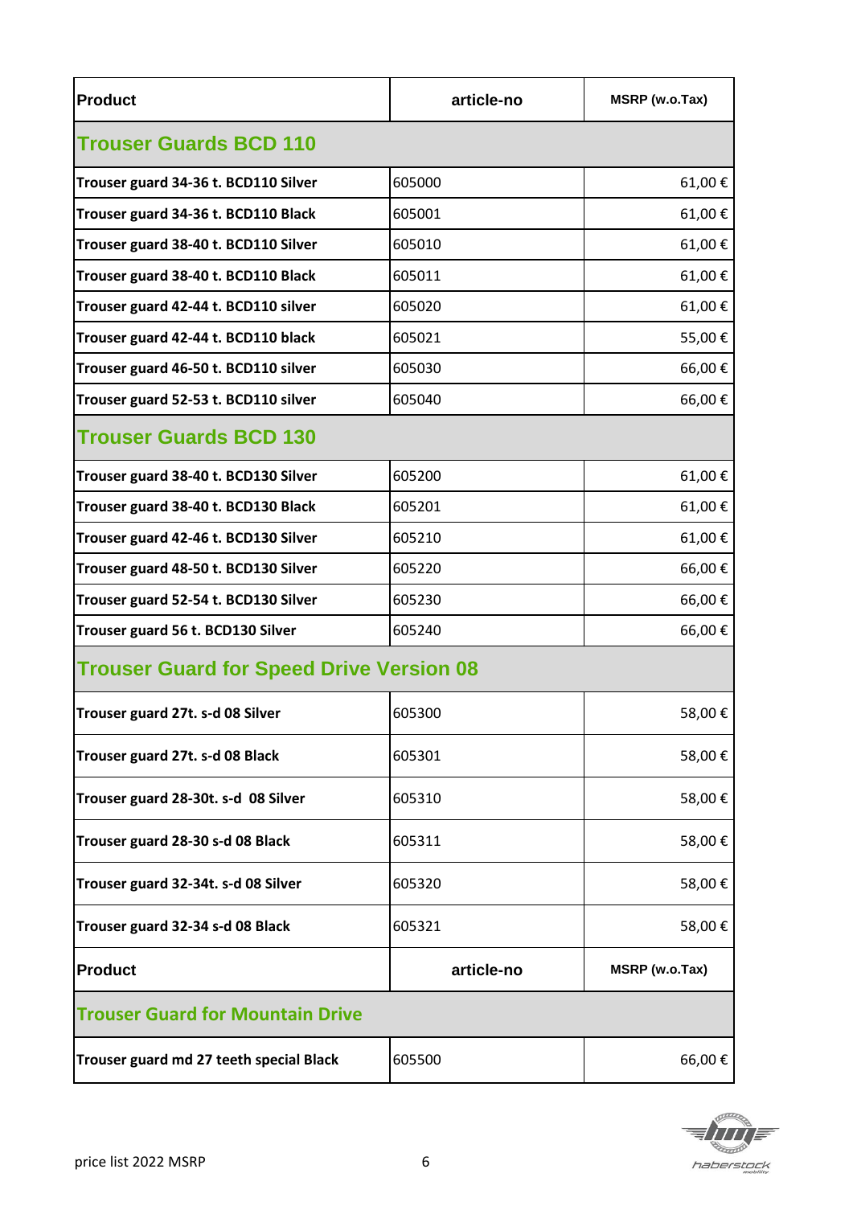| Product | article-no | MSRP (w.o.Tax) |
|---|---|---|
| **Trouser Guards BCD 110** | | |
| Trouser guard 34-36 t. BCD110 Silver | 605000 | 61,00 € |
| Trouser guard 34-36 t. BCD110 Black | 605001 | 61,00 € |
| Trouser guard 38-40 t. BCD110 Silver | 605010 | 61,00 € |
| Trouser guard 38-40 t. BCD110 Black | 605011 | 61,00 € |
| Trouser guard 42-44 t. BCD110 silver | 605020 | 61,00 € |
| Trouser guard 42-44 t. BCD110 black | 605021 | 55,00 € |
| Trouser guard 46-50 t. BCD110 silver | 605030 | 66,00 € |
| Trouser guard 52-53 t. BCD110 silver | 605040 | 66,00 € |
| **Trouser Guards BCD 130** | | |
| Trouser guard 38-40 t. BCD130 Silver | 605200 | 61,00 € |
| Trouser guard 38-40 t. BCD130 Black | 605201 | 61,00 € |
| Trouser guard 42-46 t. BCD130 Silver | 605210 | 61,00 € |
| Trouser guard 48-50 t. BCD130 Silver | 605220 | 66,00 € |
| Trouser guard 52-54 t. BCD130 Silver | 605230 | 66,00 € |
| Trouser guard 56 t. BCD130 Silver | 605240 | 66,00 € |
| **Trouser Guard for Speed Drive Version 08** | | |
| Trouser guard 27t. s-d 08 Silver | 605300 | 58,00 € |
| Trouser guard 27t. s-d 08 Black | 605301 | 58,00 € |
| Trouser guard 28-30t. s-d 08 Silver | 605310 | 58,00 € |
| Trouser guard 28-30 s-d 08 Black | 605311 | 58,00 € |
| Trouser guard 32-34t. s-d 08 Silver | 605320 | 58,00 € |
| Trouser guard 32-34 s-d 08 Black | 605321 | 58,00 € |

| Product | article-no | MSRP (w.o.Tax) |
|---|---|---|
| **Trouser Guard for Mountain Drive** | | |
| Trouser guard md 27 teeth special Black | 605500 | 66,00 € |

price list 2022 MSRP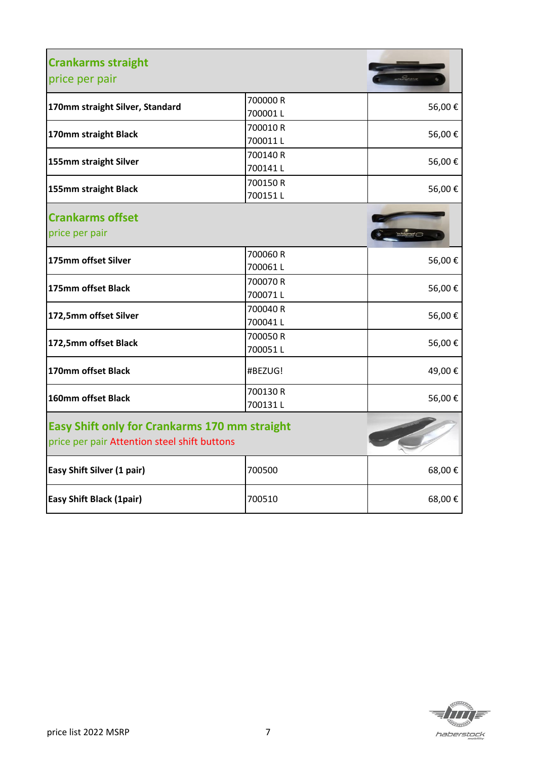| Crankarms straight<br>price per pair | | |
|---|---|---|
| **170mm straight Silver, Standard** | 700000 R<br>700001 L | 56,00 € |
| **170mm straight Black** | 700010 R<br>700011 L | 56,00 € |
| **155mm straight Silver** | 700140 R<br>700141 L | 56,00 € |
| **155mm straight Black** | 700150 R<br>700151 L | 56,00 € |
| **Crankarms offset**<br>price per pair | | |
| **175mm offset Silver** | 700060 R<br>700061 L | 56,00 € |
| **175mm offset Black** | 700070 R<br>700071 L | 56,00 € |
| **172,5mm offset Silver** | 700040 R<br>700041 L | 56,00 € |
| **172,5mm offset Black** | 700050 R<br>700051 L | 56,00 € |
| **170mm offset Black** | #BEZUG! | 49,00 € |
| **160mm offset Black** | 700130 R<br>700131 L | 56,00 € |
| **Easy Shift only for Crankarms 170 mm straight**<br>price per pair Attention steel shift buttons | | |
| **Easy Shift Silver (1 pair)** | 700500 | 68,00 € |
| **Easy Shift Black (1pair)** | 700510 | 68,00 € |

price list 2022 MSRP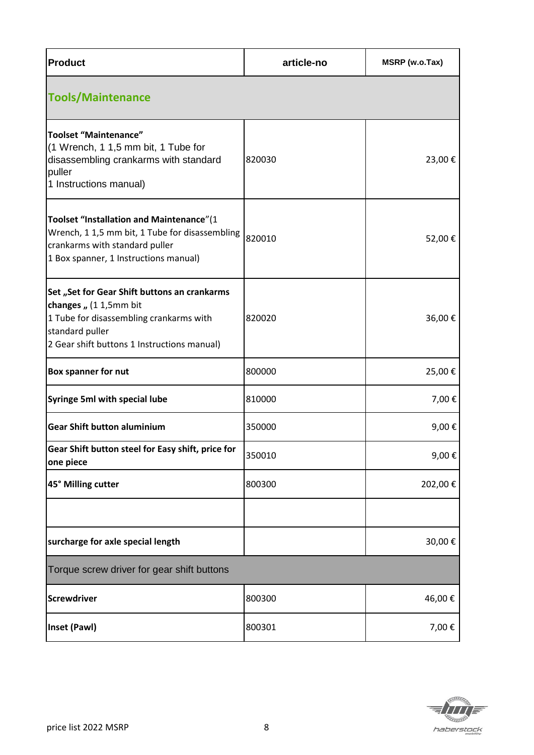| Product | article-no | MSRP (w.o.Tax) |
|---|---|---|
| **Tools/Maintenance** | | |
| **Toolset "Maintenance"** (1 Wrench, 1 1,5 mm bit, 1 Tube for disassembling crankarms with standard puller 1 Instructions manual) | 820030 | 23,00 € |
| **Toolset "Installation and Maintenance"**(1 Wrench, 1 1,5 mm bit, 1 Tube for disassembling crankarms with standard puller 1 Box spanner, 1 Instructions manual) | 820010 | 52,00 € |
| **Set „Set for Gear Shift buttons an crankarms changes „** (1 1,5mm bit 1 Tube for disassembling crankarms with standard puller 2 Gear shift buttons 1 Instructions manual) | 820020 | 36,00 € |
| **Box spanner for nut** | 800000 | 25,00 € |
| **Syringe 5ml with special lube** | 810000 | 7,00 € |
| **Gear Shift button aluminium** | 350000 | 9,00 € |
| **Gear Shift button steel for Easy shift, price for one piece** | 350010 | 9,00 € |
| **45° Milling cutter** | 800300 | 202,00 € |
| | | |
| **surcharge for axle special length** | | 30,00 € |
| Torque screw driver for gear shift buttons | | |
| **Screwdriver** | 800300 | 46,00 € |
| **Inset (Pawl)** | 800301 | 7,00 € |

price list 2022 MSRP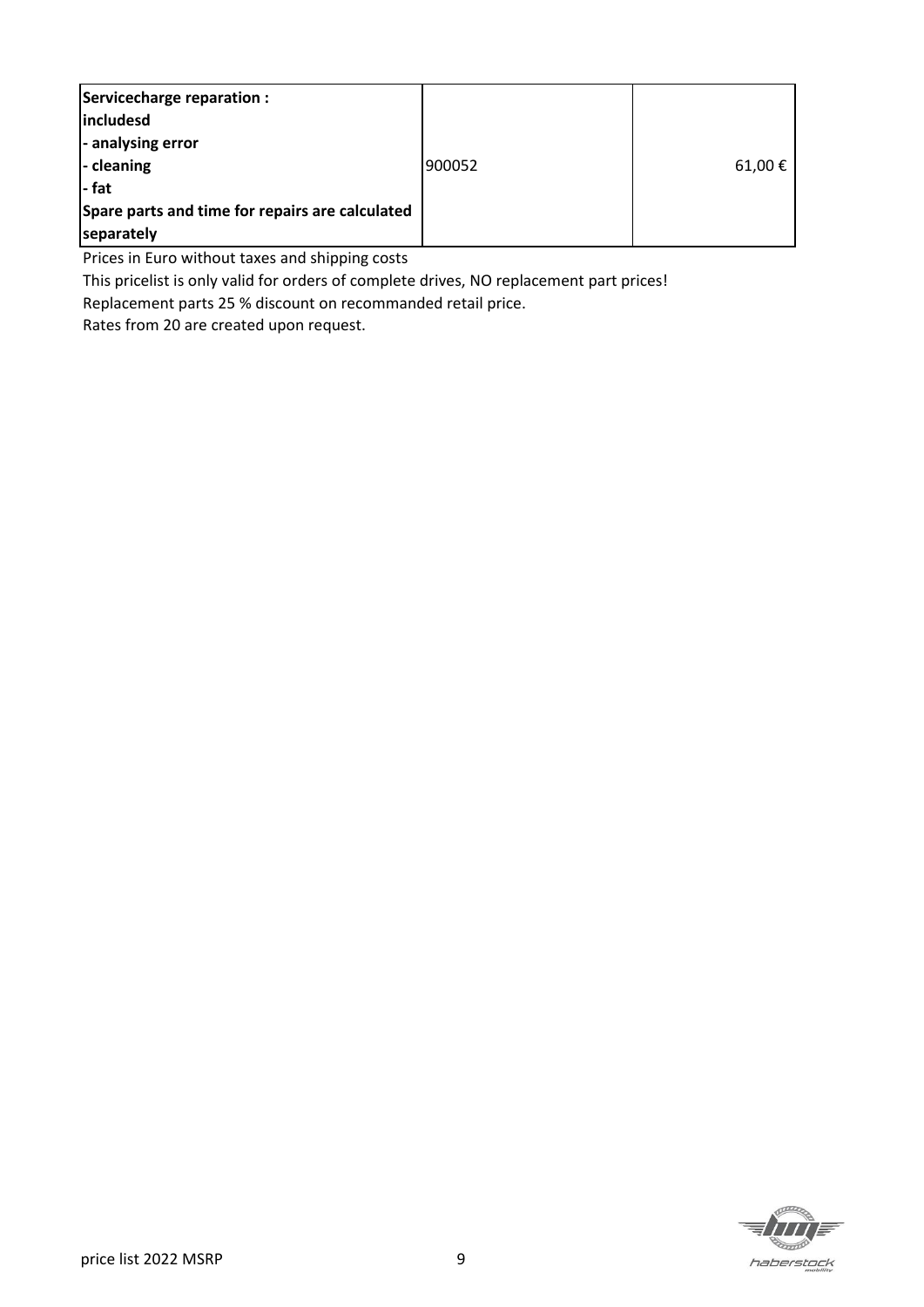| | | |
|---|---|---|
| **Servicecharge reparation :**<br>**includesd**<br>**- analysing error**<br>**- cleaning**<br>**- fat**<br>**Spare parts and time for repairs are calculated separately** | 900052 | 61,00 € |

Prices in Euro without taxes and shipping costs

This pricelist is only valid for orders of complete drives, NO replacement part prices!

Replacement parts 25 % discount on recommanded retail price.

Rates from 20 are created upon request.